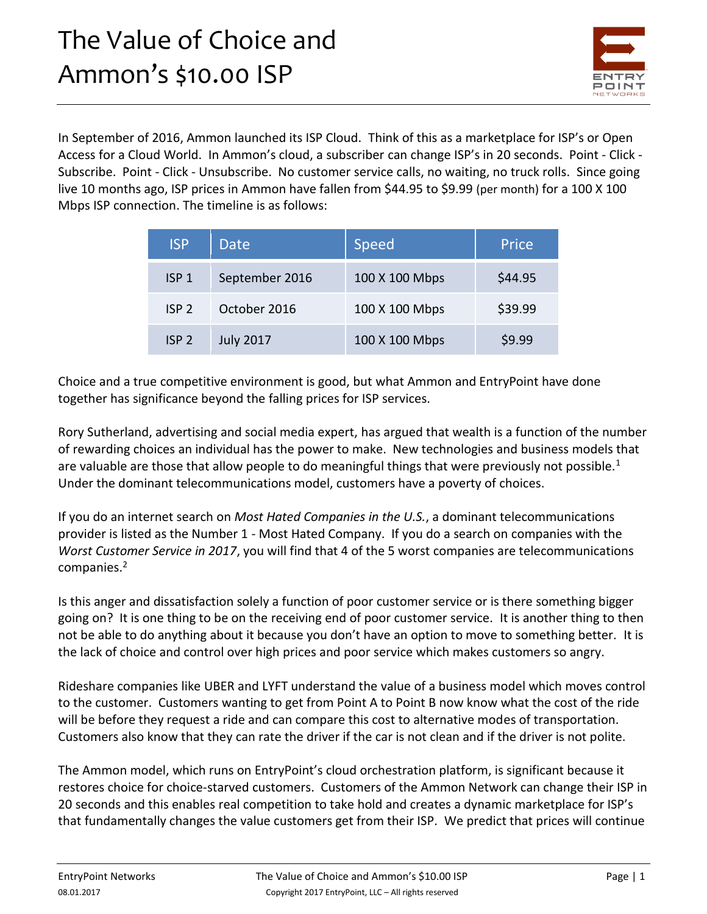# The Value of Choice and Ammon's $10.00 ISP

In September of 2016, Ammon launched its ISP Cloud. Think of this as a marketplace for ISP's or Open Access for a Cloud World. In Ammon's cloud, a subscriber can change ISP's in 20 seconds. Point - Click - Subscribe. Point - Click - Unsubscribe. No customer service calls, no waiting, no truck rolls. Since going live 10 months ago, ISP prices in Ammon have fallen from $44.95 to $9.99 (per month) for a 100 X 100 Mbps ISP connection. The timeline is as follows:

| ISP | Date | Speed | Price |
|---|---|---|---|
| ISP 1 | September 2016 | 100 X 100 Mbps | $44.95 |
| ISP 2 | October 2016 | 100 X 100 Mbps | $39.99 |
| ISP 2 | July 2017 | 100 X 100 Mbps | $9.99 |

Choice and a true competitive environment is good, but what Ammon and EntryPoint have done together has significance beyond the falling prices for ISP services.

Rory Sutherland, advertising and social media expert, has argued that wealth is a function of the number of rewarding choices an individual has the power to make. New technologies and business models that are valuable are those that allow people to do meaningful things that were previously not possible.[1] Under the dominant telecommunications model, customers have a poverty of choices.

If you do an internet search on *Most Hated Companies in the U.S.*, a dominant telecommunications provider is listed as the Number 1 - Most Hated Company. If you do a search on companies with the *Worst Customer Service in 2017*, you will find that 4 of the 5 worst companies are telecommunications companies.[2]

Is this anger and dissatisfaction solely a function of poor customer service or is there something bigger going on? It is one thing to be on the receiving end of poor customer service. It is another thing to then not be able to do anything about it because you don't have an option to move to something better. It is the lack of choice and control over high prices and poor service which makes customers so angry.

Rideshare companies like UBER and LYFT understand the value of a business model which moves control to the customer. Customers wanting to get from Point A to Point B now know what the cost of the ride will be before they request a ride and can compare this cost to alternative modes of transportation. Customers also know that they can rate the driver if the car is not clean and if the driver is not polite.

The Ammon model, which runs on EntryPoint's cloud orchestration platform, is significant because it restores choice for choice-starved customers. Customers of the Ammon Network can change their ISP in 20 seconds and this enables real competition to take hold and creates a dynamic marketplace for ISP's that fundamentally changes the value customers get from their ISP. We predict that prices will continue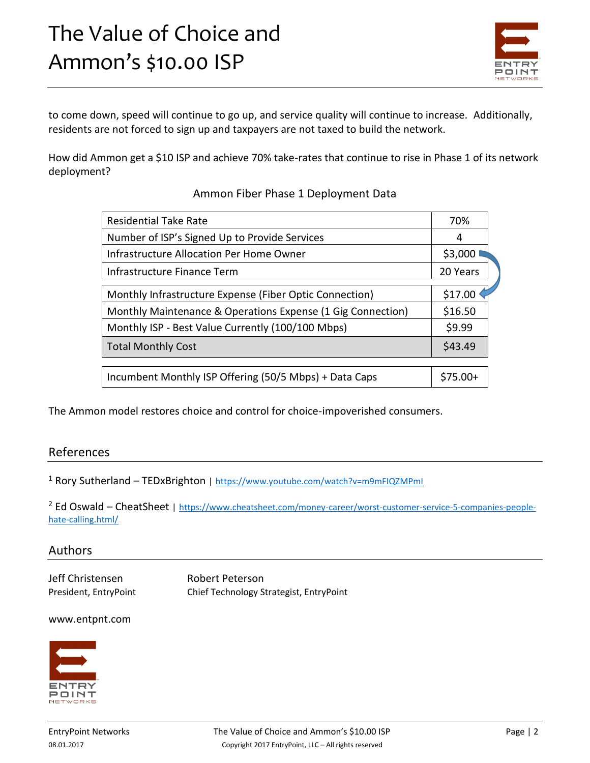to come down, speed will continue to go up, and service quality will continue to increase. Additionally, residents are not forced to sign up and taxpayers are not taxed to build the network.

How did Ammon get a $10 ISP and achieve 70% take-rates that continue to rise in Phase 1 of its network deployment?

Ammon Fiber Phase 1 Deployment Data

| | |
|---|---|
| Residential Take Rate | 70% |
| Number of ISP's Signed Up to Provide Services | 4 |
| Infrastructure Allocation Per Home Owner | $3,000 |
| Infrastructure Finance Term | 20 Years |
| Monthly Infrastructure Expense (Fiber Optic Connection) | $17.00 |
| Monthly Maintenance & Operations Expense (1 Gig Connection) | $16.50 |
| Monthly ISP - Best Value Currently (100/100 Mbps) | $9.99 |
| **Total Monthly Cost** | **$43.49** |
| Incumbent Monthly ISP Offering (50/5 Mbps) + Data Caps | $75.00+ |

The Ammon model restores choice and control for choice-impoverished consumers.

## References

[1] Rory Sutherland – TEDxBrighton | https://www.youtube.com/watch?v=m9mFIQZMPmI

[2] Ed Oswald – CheatSheet | https://www.cheatsheet.com/money-career/worst-customer-service-5-companies-people-hate-calling.html/

## Authors

Jeff Christensen
President, EntryPoint

Robert Peterson
Chief Technology Strategist, EntryPoint

www.entpnt.com